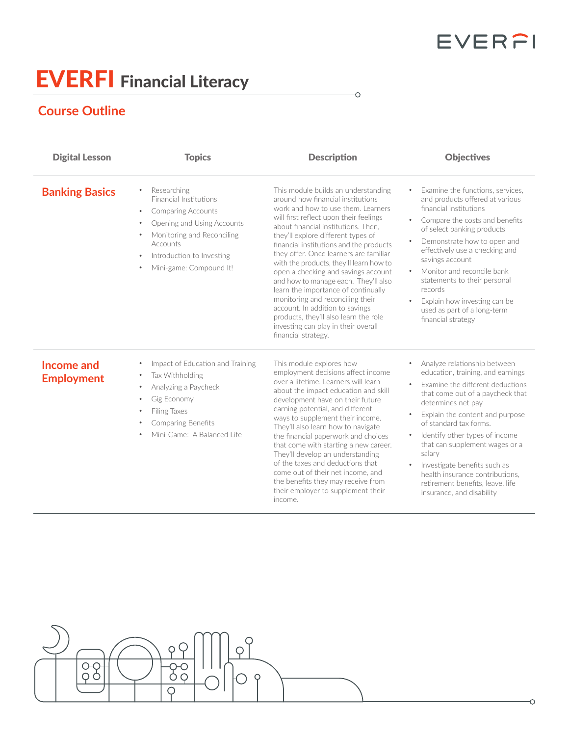# EVERFI Financial Literacy

## Course Outline

| Digital Lesson | Topics | Description | Objectives |
| --- | --- | --- | --- |
| **Banking Basics** | • Researching Financial Institutions<br>• Comparing Accounts<br>• Opening and Using Accounts<br>• Monitoring and Reconciling Accounts<br>• Introduction to Investing<br>• Mini-game: Compound It! | This module builds an understanding around how financial institutions work and how to use them. Learners will first reflect upon their feelings about financial institutions. Then, they'll explore different types of financial institutions and the products they offer. Once learners are familiar with the products, they'll learn how to open a checking and savings account and how to manage each. They'll also learn the importance of continually monitoring and reconciling their account. In addition to savings products, they'll also learn the role investing can play in their overall financial strategy. | • Examine the functions, services, and products offered at various financial institutions<br>• Compare the costs and benefits of select banking products<br>• Demonstrate how to open and effectively use a checking and savings account<br>• Monitor and reconcile bank statements to their personal records<br>• Explain how investing can be used as part of a long-term financial strategy |
| **Income and Employment** | • Impact of Education and Training<br>• Tax Withholding<br>• Analyzing a Paycheck<br>• Gig Economy<br>• Filing Taxes<br>• Comparing Benefits<br>• Mini-Game: A Balanced Life | This module explores how employment decisions affect income over a lifetime. Learners will learn about the impact education and skill development have on their future earning potential, and different ways to supplement their income. They'll also learn how to navigate the financial paperwork and choices that come with starting a new career. They'll develop an understanding of the taxes and deductions that come out of their net income, and the benefits they may receive from their employer to supplement their income. | • Analyze relationship between education, training, and earnings<br>• Examine the different deductions that come out of a paycheck that determines net pay<br>• Explain the content and purpose of standard tax forms.<br>• Identify other types of income that can supplement wages or a salary<br>• Investigate benefits such as health insurance contributions, retirement benefits, leave, life insurance, and disability |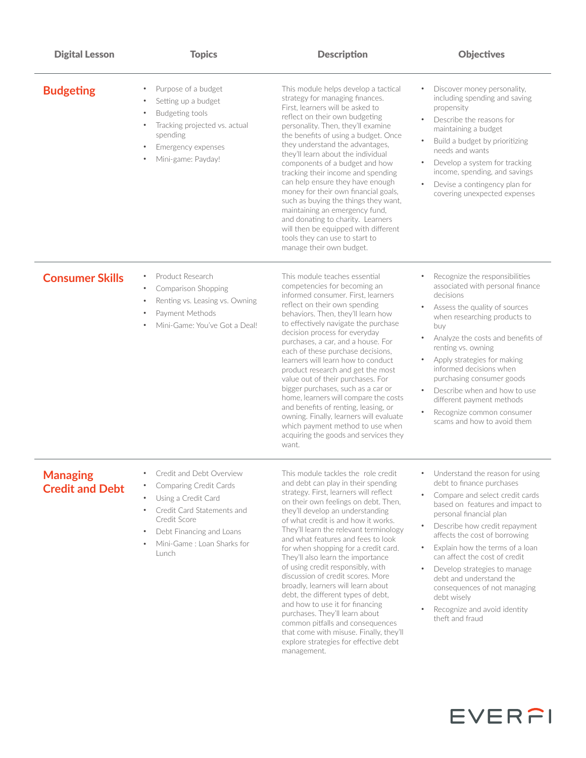| Digital Lesson | Topics | Description | Objectives |
|---|---|---|---|
| **Budgeting** | • Purpose of a budget<br>• Setting up a budget<br>• Budgeting tools<br>• Tracking projected vs. actual spending<br>• Emergency expenses<br>• Mini-game: Payday! | This module helps develop a tactical strategy for managing finances. First, learners will be asked to reflect on their own budgeting personality. Then, they'll examine the benefits of using a budget. Once they understand the advantages, they'll learn about the individual components of a budget and how tracking their income and spending can help ensure they have enough money for their own financial goals, such as buying the things they want, maintaining an emergency fund, and donating to charity. Learners will then be equipped with different tools they can use to start to manage their own budget. | • Discover money personality, including spending and saving propensity<br>• Describe the reasons for maintaining a budget<br>• Build a budget by prioritizing needs and wants<br>• Develop a system for tracking income, spending, and savings<br>• Devise a contingency plan for covering unexpected expenses |
| **Consumer Skills** | • Product Research<br>• Comparison Shopping<br>• Renting vs. Leasing vs. Owning<br>• Payment Methods<br>• Mini-Game: You've Got a Deal! | This module teaches essential competencies for becoming an informed consumer. First, learners reflect on their own spending behaviors. Then, they'll learn how to effectively navigate the purchase decision process for everyday purchases, a car, and a house. For each of these purchase decisions, learners will learn how to conduct product research and get the most value out of their purchases. For bigger purchases, such as a car or home, learners will compare the costs and benefits of renting, leasing, or owning. Finally, learners will evaluate which payment method to use when acquiring the goods and services they want. | • Recognize the responsibilities associated with personal finance decisions<br>• Assess the quality of sources when researching products to buy<br>• Analyze the costs and benefits of renting vs. owning<br>• Apply strategies for making informed decisions when purchasing consumer goods<br>• Describe when and how to use different payment methods<br>• Recognize common consumer scams and how to avoid them |
| **Managing Credit and Debt** | • Credit and Debt Overview<br>• Comparing Credit Cards<br>• Using a Credit Card<br>• Credit Card Statements and Credit Score<br>• Debt Financing and Loans<br>• Mini-Game : Loan Sharks for Lunch | This module tackles the role credit and debt can play in their spending strategy. First, learners will reflect on their own feelings on debt. Then, they'll develop an understanding of what credit is and how it works. They'll learn the relevant terminology and what features and fees to look for when shopping for a credit card. They'll also learn the importance of using credit responsibly, with discussion of credit scores. More broadly, learners will learn about debt, the different types of debt, and how to use it for financing purchases. They'll learn about common pitfalls and consequences that come with misuse. Finally, they'll explore strategies for effective debt management. | • Understand the reason for using debt to finance purchases<br>• Compare and select credit cards based on features and impact to personal financial plan<br>• Describe how credit repayment affects the cost of borrowing<br>• Explain how the terms of a loan can affect the cost of credit<br>• Develop strategies to manage debt and understand the consequences of not managing debt wisely<br>• Recognize and avoid identity theft and fraud |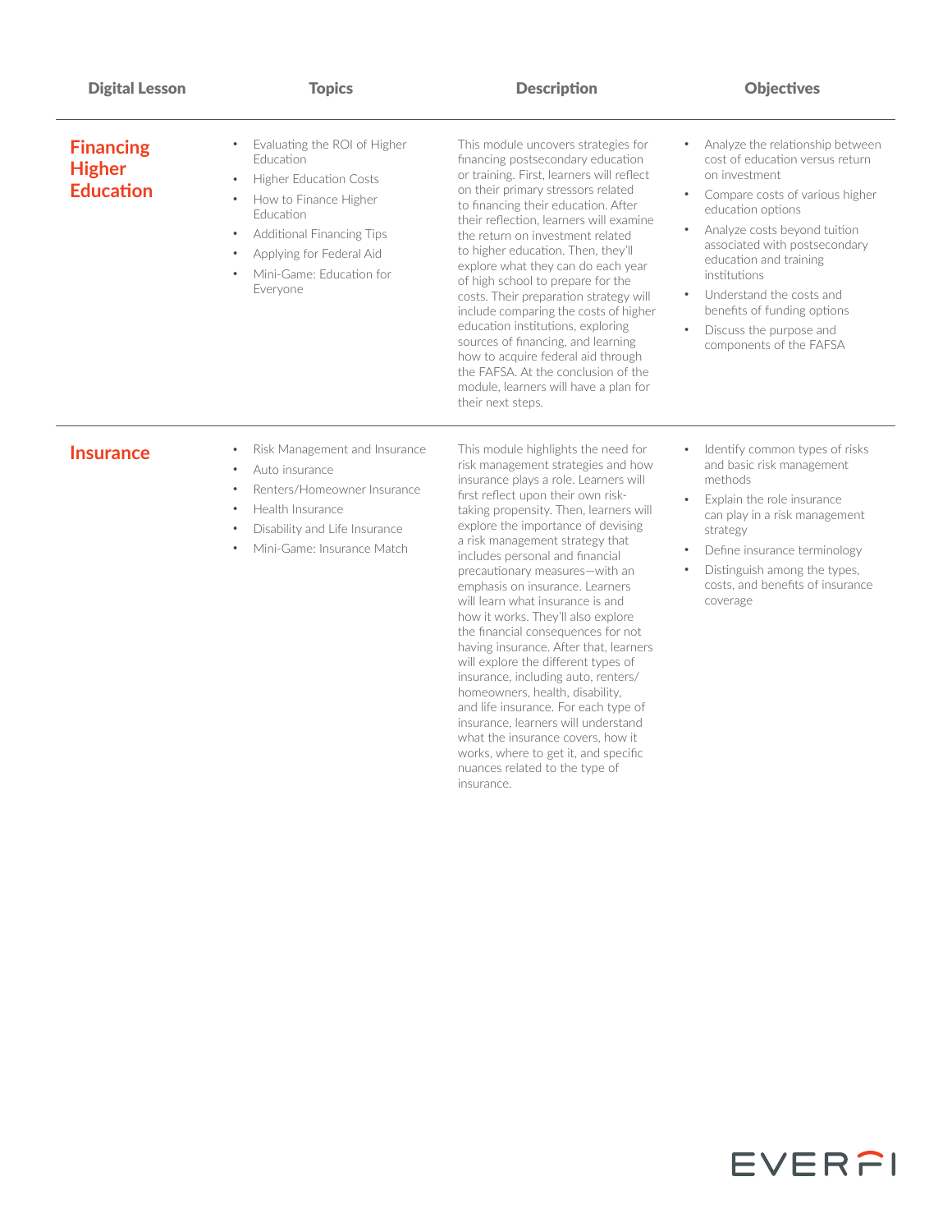| Digital Lesson | Topics | Description | Objectives |
| --- | --- | --- | --- |
| **Financing Higher Education** | • Evaluating the ROI of Higher Education<br>• Higher Education Costs<br>• How to Finance Higher Education<br>• Additional Financing Tips<br>• Applying for Federal Aid<br>• Mini-Game: Education for Everyone | This module uncovers strategies for financing postsecondary education or training. First, learners will reflect on their primary stressors related to financing their education. After their reflection, learners will examine the return on investment related to higher education. Then, they'll explore what they can do each year of high school to prepare for the costs. Their preparation strategy will include comparing the costs of higher education institutions, exploring sources of financing, and learning how to acquire federal aid through the FAFSA. At the conclusion of the module, learners will have a plan for their next steps. | • Analyze the relationship between cost of education versus return on investment<br>• Compare costs of various higher education options<br>• Analyze costs beyond tuition associated with postsecondary education and training institutions<br>• Understand the costs and benefits of funding options<br>• Discuss the purpose and components of the FAFSA |
| **Insurance** | • Risk Management and Insurance<br>• Auto insurance<br>• Renters/Homeowner Insurance<br>• Health Insurance<br>• Disability and Life Insurance<br>• Mini-Game: Insurance Match | This module highlights the need for risk management strategies and how insurance plays a role. Learners will first reflect upon their own risk-taking propensity. Then, learners will explore the importance of devising a risk management strategy that includes personal and financial precautionary measures—with an emphasis on insurance. Learners will learn what insurance is and how it works. They'll also explore the financial consequences for not having insurance. After that, learners will explore the different types of insurance, including auto, renters/homeowners, health, disability, and life insurance. For each type of insurance, learners will understand what the insurance covers, how it works, where to get it, and specific nuances related to the type of insurance. | • Identify common types of risks and basic risk management methods<br>• Explain the role insurance can play in a risk management strategy<br>• Define insurance terminology<br>• Distinguish among the types, costs, and benefits of insurance coverage |